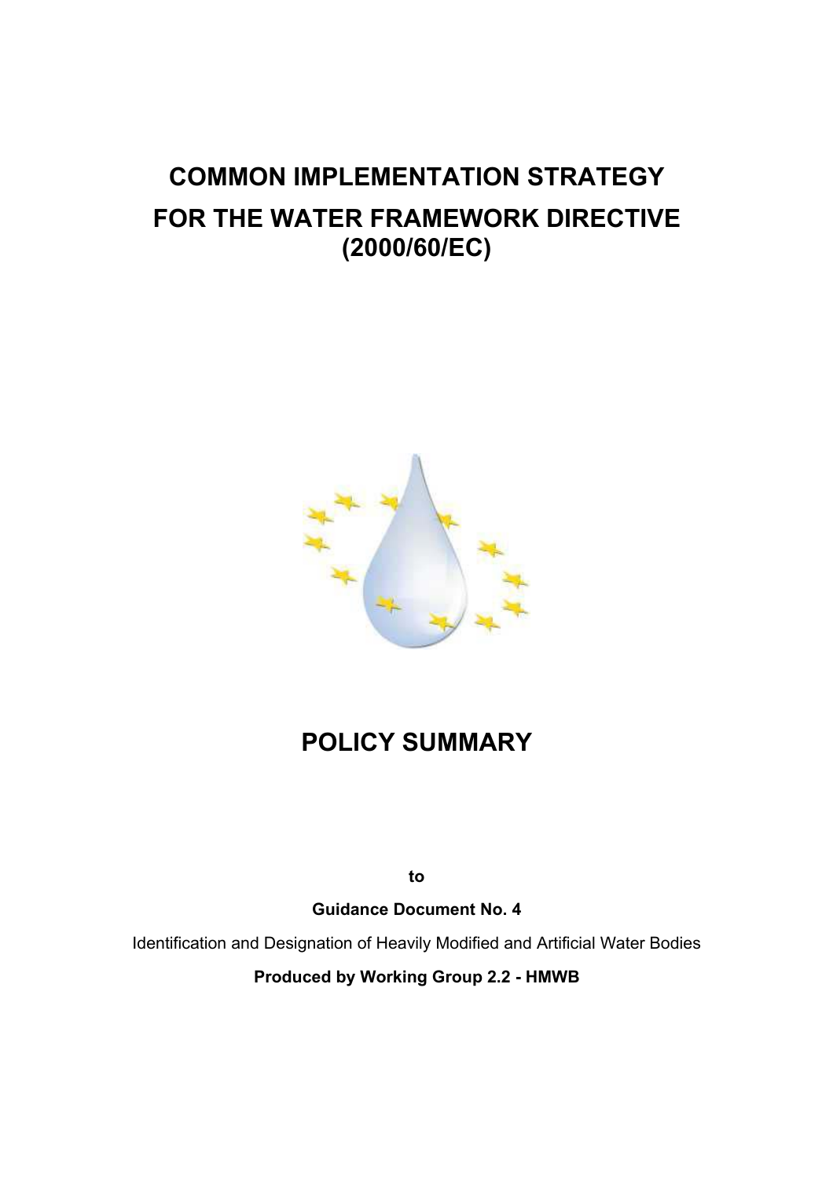# COMMON IMPLEMENTATION STRATEGY
# FOR THE WATER FRAMEWORK DIRECTIVE (2000/60/EC)

# POLICY SUMMARY

**to**

**Guidance Document No. 4**

Identification and Designation of Heavily Modified and Artificial Water Bodies

**Produced by Working Group 2.2 - HMWB**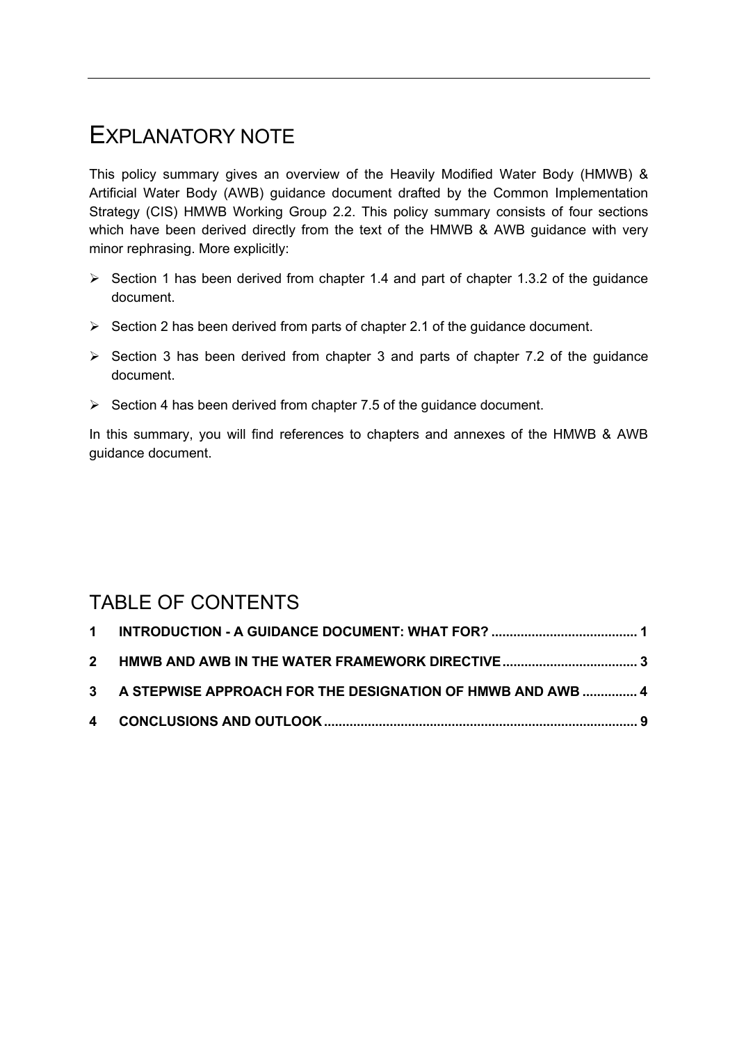# EXPLANATORY NOTE

This policy summary gives an overview of the Heavily Modified Water Body (HMWB) & Artificial Water Body (AWB) guidance document drafted by the Common Implementation Strategy (CIS) HMWB Working Group 2.2. This policy summary consists of four sections which have been derived directly from the text of the HMWB & AWB guidance with very minor rephrasing. More explicitly:

- Section 1 has been derived from chapter 1.4 and part of chapter 1.3.2 of the guidance document.
- Section 2 has been derived from parts of chapter 2.1 of the guidance document.
- Section 3 has been derived from chapter 3 and parts of chapter 7.2 of the guidance document.
- Section 4 has been derived from chapter 7.5 of the guidance document.

In this summary, you will find references to chapters and annexes of the HMWB & AWB guidance document.

# TABLE OF CONTENTS

**1 INTRODUCTION - A GUIDANCE DOCUMENT: WHAT FOR? ....................................... 1**

**2 HMWB AND AWB IN THE WATER FRAMEWORK DIRECTIVE .................................... 3**

**3 A STEPWISE APPROACH FOR THE DESIGNATION OF HMWB AND AWB .............. 4**

**4 CONCLUSIONS AND OUTLOOK ..................................................................................... 9**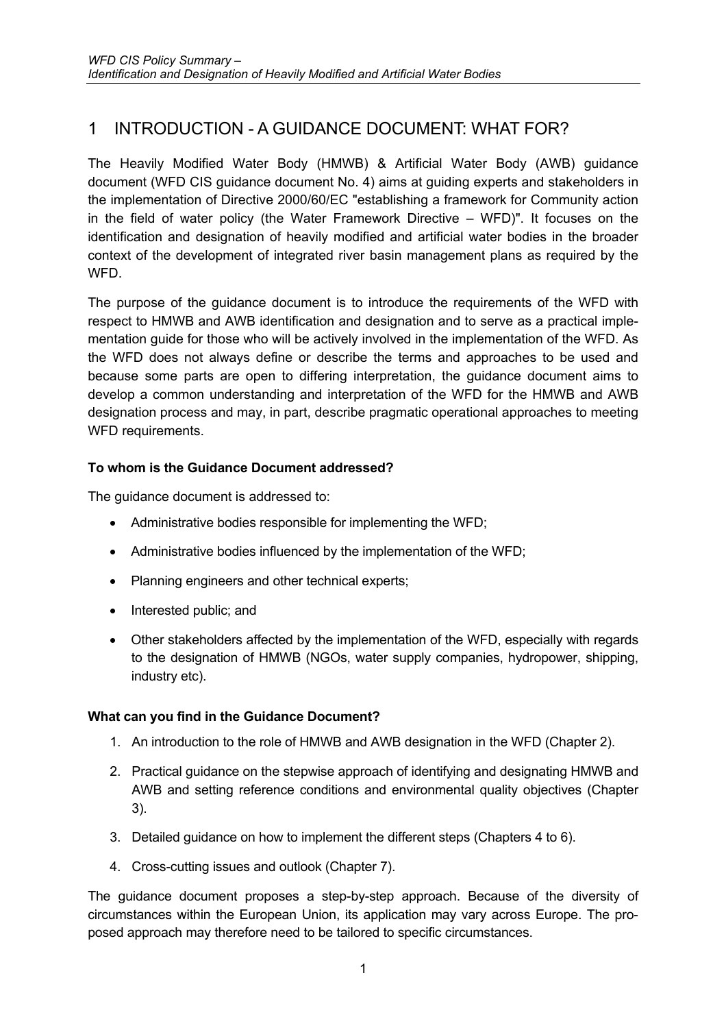# 1 INTRODUCTION - A GUIDANCE DOCUMENT: WHAT FOR?

The Heavily Modified Water Body (HMWB) & Artificial Water Body (AWB) guidance document (WFD CIS guidance document No. 4) aims at guiding experts and stakeholders in the implementation of Directive 2000/60/EC "establishing a framework for Community action in the field of water policy (the Water Framework Directive – WFD)". It focuses on the identification and designation of heavily modified and artificial water bodies in the broader context of the development of integrated river basin management plans as required by the WFD.

The purpose of the guidance document is to introduce the requirements of the WFD with respect to HMWB and AWB identification and designation and to serve as a practical implementation guide for those who will be actively involved in the implementation of the WFD. As the WFD does not always define or describe the terms and approaches to be used and because some parts are open to differing interpretation, the guidance document aims to develop a common understanding and interpretation of the WFD for the HMWB and AWB designation process and may, in part, describe pragmatic operational approaches to meeting WFD requirements.

**To whom is the Guidance Document addressed?**

The guidance document is addressed to:

- Administrative bodies responsible for implementing the WFD;
- Administrative bodies influenced by the implementation of the WFD;
- Planning engineers and other technical experts;
- Interested public; and
- Other stakeholders affected by the implementation of the WFD, especially with regards to the designation of HMWB (NGOs, water supply companies, hydropower, shipping, industry etc).

**What can you find in the Guidance Document?**

1. An introduction to the role of HMWB and AWB designation in the WFD (Chapter 2).
2. Practical guidance on the stepwise approach of identifying and designating HMWB and AWB and setting reference conditions and environmental quality objectives (Chapter 3).
3. Detailed guidance on how to implement the different steps (Chapters 4 to 6).
4. Cross-cutting issues and outlook (Chapter 7).

The guidance document proposes a step-by-step approach. Because of the diversity of circumstances within the European Union, its application may vary across Europe. The proposed approach may therefore need to be tailored to specific circumstances.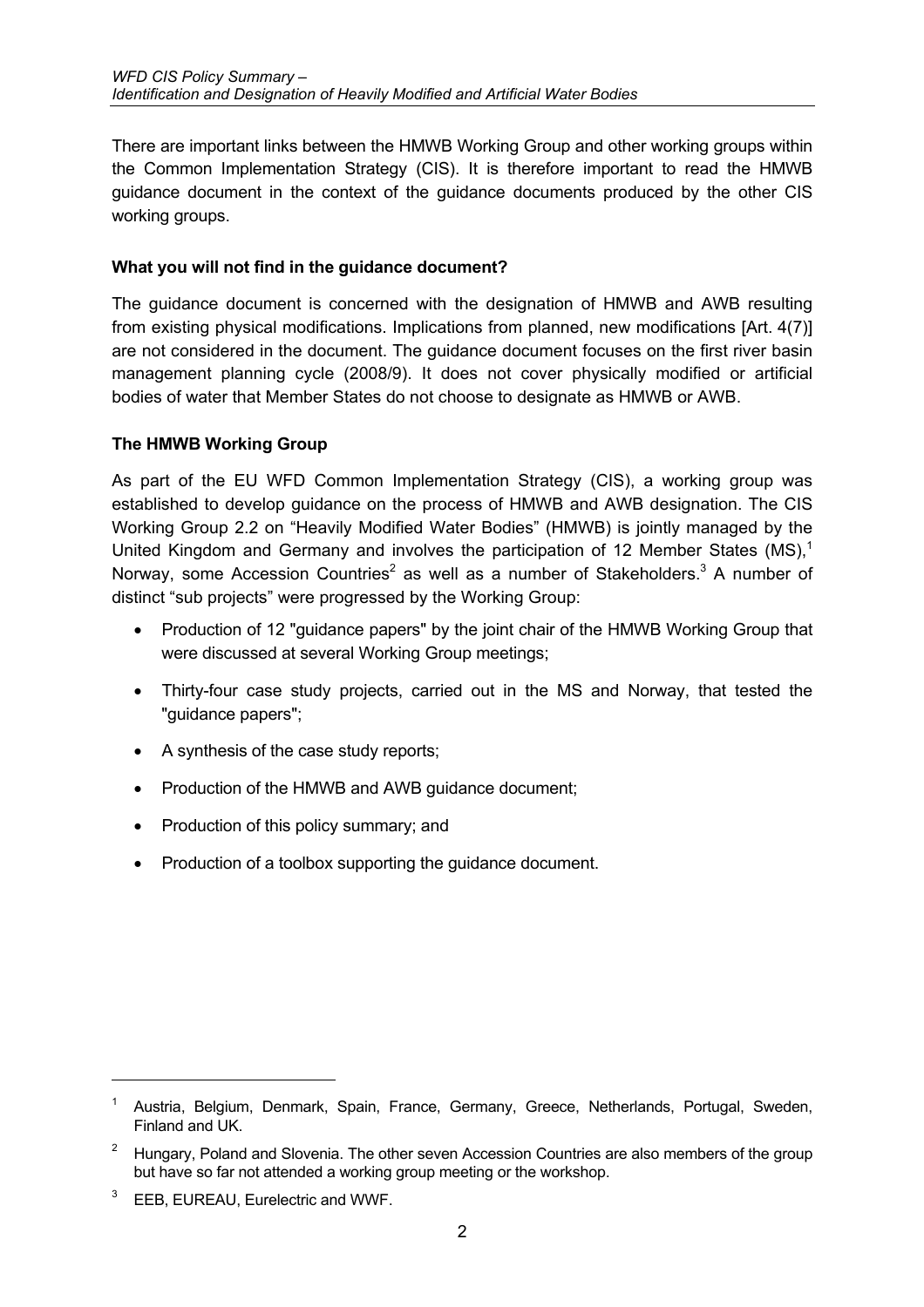There are important links between the HMWB Working Group and other working groups within the Common Implementation Strategy (CIS). It is therefore important to read the HMWB guidance document in the context of the guidance documents produced by the other CIS working groups.

**What you will not find in the guidance document?**

The guidance document is concerned with the designation of HMWB and AWB resulting from existing physical modifications. Implications from planned, new modifications [Art. 4(7)] are not considered in the document. The guidance document focuses on the first river basin management planning cycle (2008/9). It does not cover physically modified or artificial bodies of water that Member States do not choose to designate as HMWB or AWB.

**The HMWB Working Group**

As part of the EU WFD Common Implementation Strategy (CIS), a working group was established to develop guidance on the process of HMWB and AWB designation. The CIS Working Group 2.2 on "Heavily Modified Water Bodies" (HMWB) is jointly managed by the United Kingdom and Germany and involves the participation of 12 Member States (MS),[1] Norway, some Accession Countries[2] as well as a number of Stakeholders.[3] A number of distinct "sub projects" were progressed by the Working Group:

- Production of 12 "guidance papers" by the joint chair of the HMWB Working Group that were discussed at several Working Group meetings;
- Thirty-four case study projects, carried out in the MS and Norway, that tested the "guidance papers";
- A synthesis of the case study reports;
- Production of the HMWB and AWB guidance document;
- Production of this policy summary; and
- Production of a toolbox supporting the guidance document.

---

[1] Austria, Belgium, Denmark, Spain, France, Germany, Greece, Netherlands, Portugal, Sweden, Finland and UK.

[2] Hungary, Poland and Slovenia. The other seven Accession Countries are also members of the group but have so far not attended a working group meeting or the workshop.

[3] EEB, EUREAU, Eurelectric and WWF.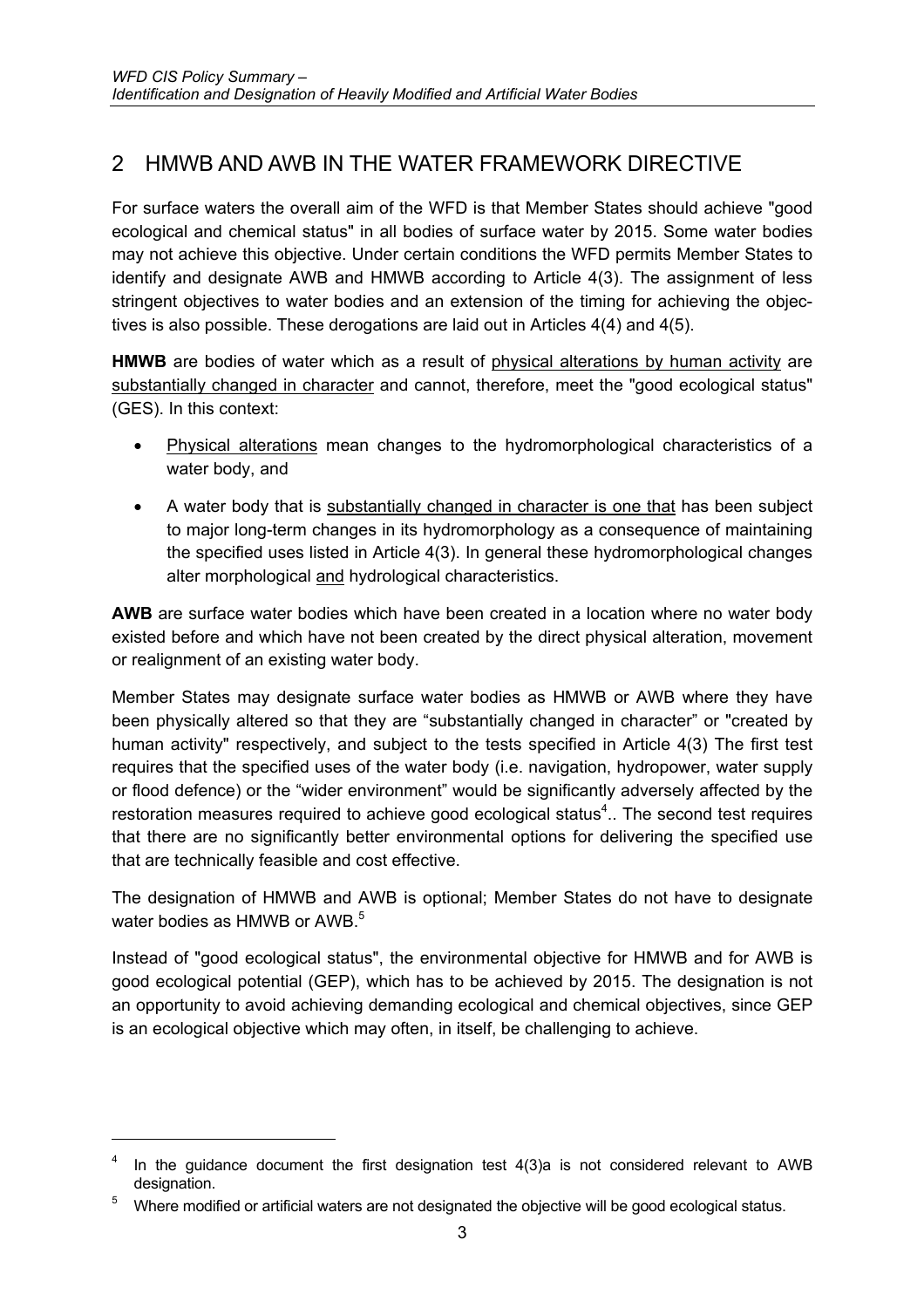## 2 HMWB AND AWB IN THE WATER FRAMEWORK DIRECTIVE

For surface waters the overall aim of the WFD is that Member States should achieve "good ecological and chemical status" in all bodies of surface water by 2015. Some water bodies may not achieve this objective. Under certain conditions the WFD permits Member States to identify and designate AWB and HMWB according to Article 4(3). The assignment of less stringent objectives to water bodies and an extension of the timing for achieving the objectives is also possible. These derogations are laid out in Articles 4(4) and 4(5).

**HMWB** are bodies of water which as a result of physical alterations by human activity are substantially changed in character and cannot, therefore, meet the "good ecological status" (GES). In this context:

- Physical alterations mean changes to the hydromorphological characteristics of a water body, and
- A water body that is substantially changed in character is one that has been subject to major long-term changes in its hydromorphology as a consequence of maintaining the specified uses listed in Article 4(3). In general these hydromorphological changes alter morphological and hydrological characteristics.

**AWB** are surface water bodies which have been created in a location where no water body existed before and which have not been created by the direct physical alteration, movement or realignment of an existing water body.

Member States may designate surface water bodies as HMWB or AWB where they have been physically altered so that they are "substantially changed in character" or "created by human activity" respectively, and subject to the tests specified in Article 4(3) The first test requires that the specified uses of the water body (i.e. navigation, hydropower, water supply or flood defence) or the "wider environment" would be significantly adversely affected by the restoration measures required to achieve good ecological status[4].. The second test requires that there are no significantly better environmental options for delivering the specified use that are technically feasible and cost effective.

The designation of HMWB and AWB is optional; Member States do not have to designate water bodies as HMWB or AWB.[5]

Instead of "good ecological status", the environmental objective for HMWB and for AWB is good ecological potential (GEP), which has to be achieved by 2015. The designation is not an opportunity to avoid achieving demanding ecological and chemical objectives, since GEP is an ecological objective which may often, in itself, be challenging to achieve.

---

[4] In the guidance document the first designation test 4(3)a is not considered relevant to AWB designation.

[5] Where modified or artificial waters are not designated the objective will be good ecological status.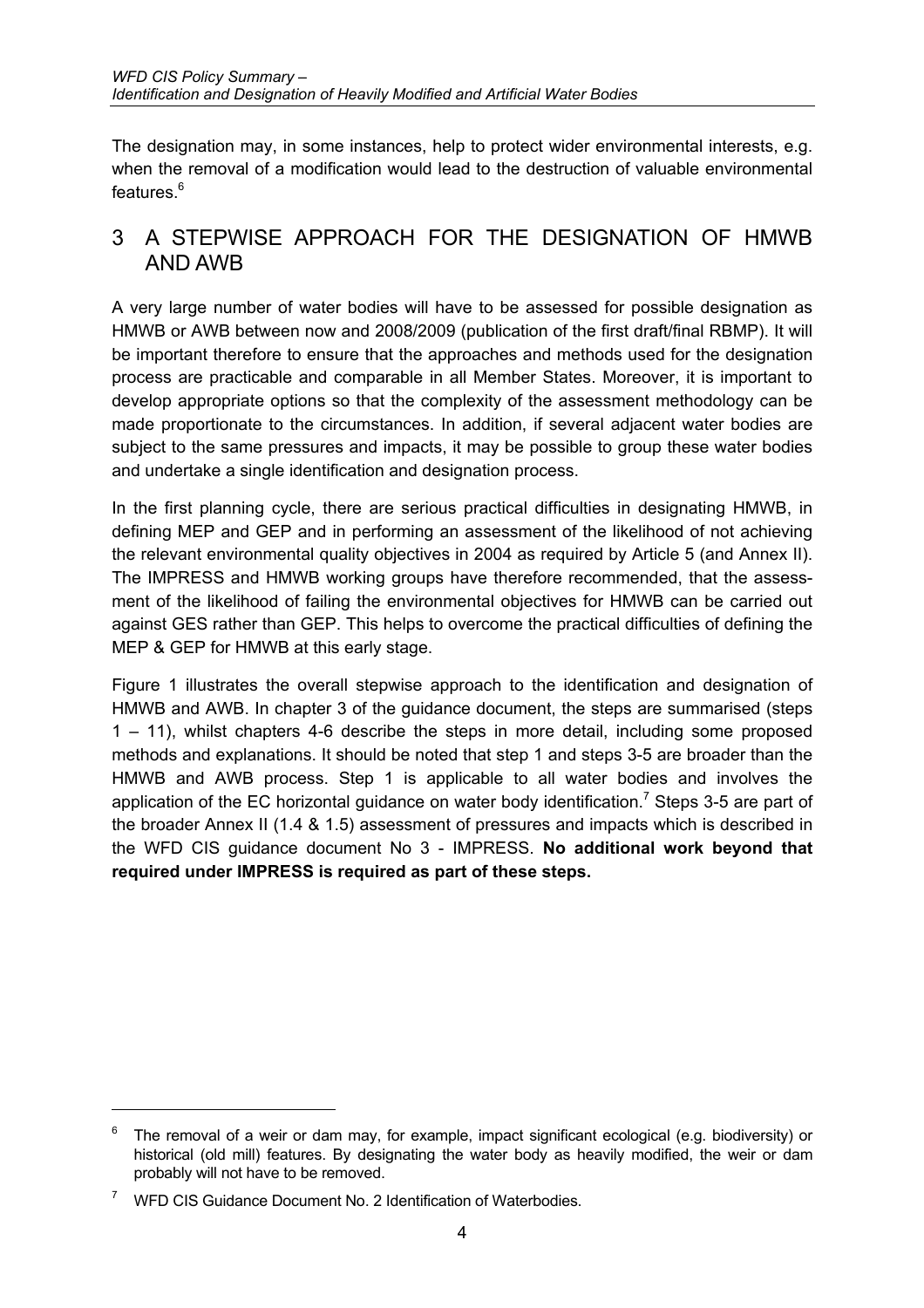The designation may, in some instances, help to protect wider environmental interests, e.g. when the removal of a modification would lead to the destruction of valuable environmental features.[6]

# 3 A STEPWISE APPROACH FOR THE DESIGNATION OF HMWB AND AWB

A very large number of water bodies will have to be assessed for possible designation as HMWB or AWB between now and 2008/2009 (publication of the first draft/final RBMP). It will be important therefore to ensure that the approaches and methods used for the designation process are practicable and comparable in all Member States. Moreover, it is important to develop appropriate options so that the complexity of the assessment methodology can be made proportionate to the circumstances. In addition, if several adjacent water bodies are subject to the same pressures and impacts, it may be possible to group these water bodies and undertake a single identification and designation process.

In the first planning cycle, there are serious practical difficulties in designating HMWB, in defining MEP and GEP and in performing an assessment of the likelihood of not achieving the relevant environmental quality objectives in 2004 as required by Article 5 (and Annex II). The IMPRESS and HMWB working groups have therefore recommended, that the assessment of the likelihood of failing the environmental objectives for HMWB can be carried out against GES rather than GEP. This helps to overcome the practical difficulties of defining the MEP & GEP for HMWB at this early stage.

Figure 1 illustrates the overall stepwise approach to the identification and designation of HMWB and AWB. In chapter 3 of the guidance document, the steps are summarised (steps 1 – 11), whilst chapters 4-6 describe the steps in more detail, including some proposed methods and explanations. It should be noted that step 1 and steps 3-5 are broader than the HMWB and AWB process. Step 1 is applicable to all water bodies and involves the application of the EC horizontal guidance on water body identification.[7] Steps 3-5 are part of the broader Annex II (1.4 & 1.5) assessment of pressures and impacts which is described in the WFD CIS guidance document No 3 - IMPRESS. **No additional work beyond that required under IMPRESS is required as part of these steps.**

---

[6] The removal of a weir or dam may, for example, impact significant ecological (e.g. biodiversity) or historical (old mill) features. By designating the water body as heavily modified, the weir or dam probably will not have to be removed.

[7] WFD CIS Guidance Document No. 2 Identification of Waterbodies.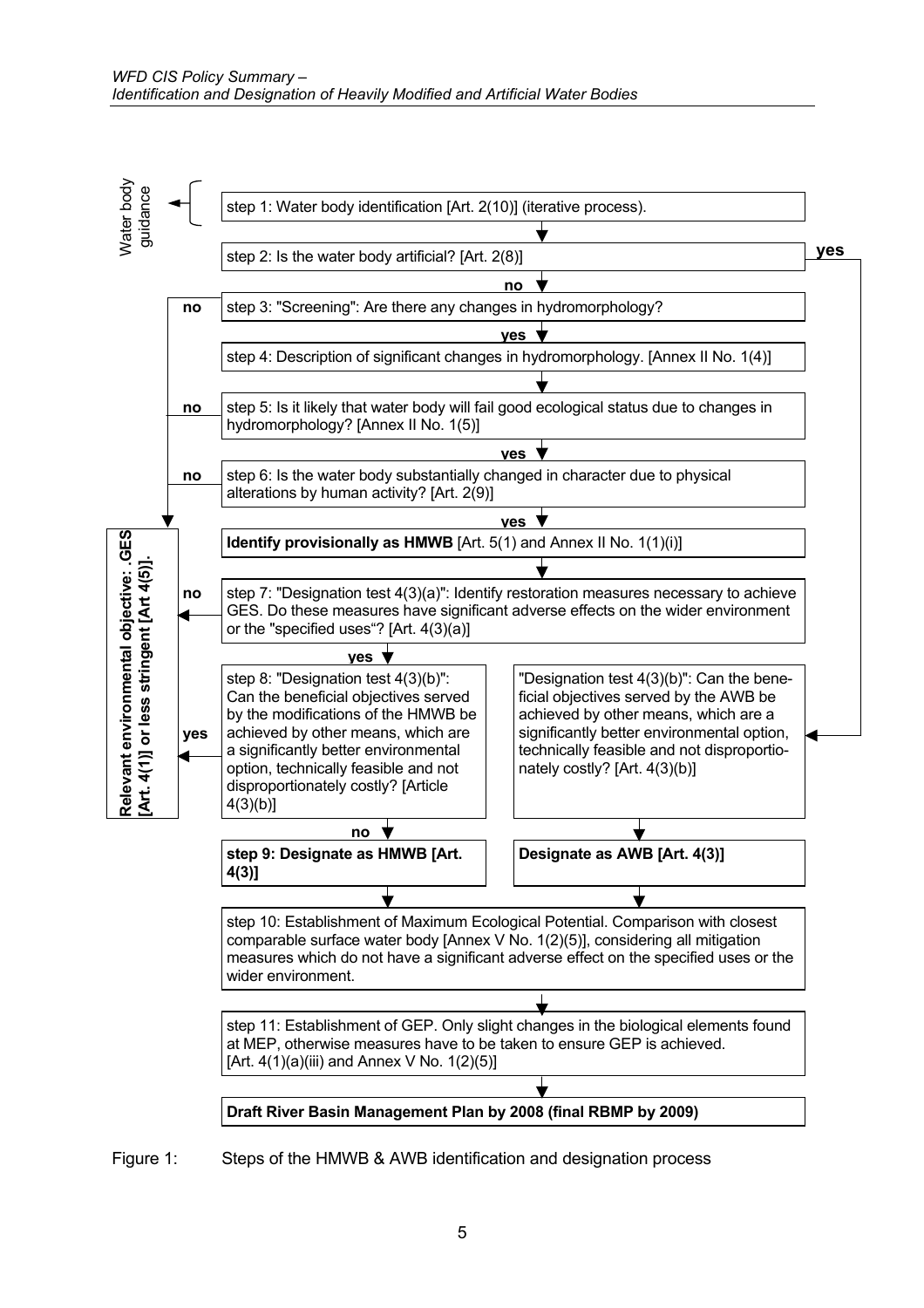Water body guidance

step 1: Water body identification [Art. 2(10)] (iterative process).

step 2: Is the water body artificial? [Art. 2(8)]

- **yes** → "Designation test 4(3)(b)" (AWB)
- **no** ↓

step 3: "Screening": Are there any changes in hydromorphology?

- **no** → Relevant environmental objective: GES [Art. 4(1)] or less stringent [Art 4(5)].
- **yes** ↓

step 4: Description of significant changes in hydromorphology. [Annex II No. 1(4)]

step 5: Is it likely that water body will fail good ecological status due to changes in hydromorphology? [Annex II No. 1(5)]

- **no** → Relevant environmental objective: GES [Art. 4(1)] or less stringent [Art 4(5)].
- **yes** ↓

step 6: Is the water body substantially changed in character due to physical alterations by human activity? [Art. 2(9)]

- **no** → Relevant environmental objective: GES [Art. 4(1)] or less stringent [Art 4(5)].
- **yes** ↓

**Identify provisionally as HMWB** [Art. 5(1) and Annex II No. 1(1)(i)]

step 7: "Designation test 4(3)(a)": Identify restoration measures necessary to achieve GES. Do these measures have significant adverse effects on the wider environment or the "specified uses"? [Art. 4(3)(a)]

- **no** → Relevant environmental objective: GES [Art. 4(1)] or less stringent [Art 4(5)].
- **yes** ↓

step 8: "Designation test 4(3)(b)": Can the beneficial objectives served by the modifications of the HMWB be achieved by other means, which are a significantly better environmental option, technically feasible and not disproportionately costly? [Article 4(3)(b)]

- **yes** → Relevant environmental objective: GES [Art. 4(1)] or less stringent [Art 4(5)].
- **no** ↓

**step 9: Designate as HMWB [Art. 4(3)]**

"Designation test 4(3)(b)": Can the beneficial objectives served by the AWB be achieved by other means, which are a significantly better environmental option, technically feasible and not disproportionately costly? [Art. 4(3)(b)]

↓

**Designate as AWB [Art. 4(3)]**

step 10: Establishment of Maximum Ecological Potential. Comparison with closest comparable surface water body [Annex V No. 1(2)(5)], considering all mitigation measures which do not have a significant adverse effect on the specified uses or the wider environment.

step 11: Establishment of GEP. Only slight changes in the biological elements found at MEP, otherwise measures have to be taken to ensure GEP is achieved. [Art. 4(1)(a)(iii) and Annex V No. 1(2)(5)]

**Draft River Basin Management Plan by 2008 (final RBMP by 2009)**

Figure 1: Steps of the HMWB & AWB identification and designation process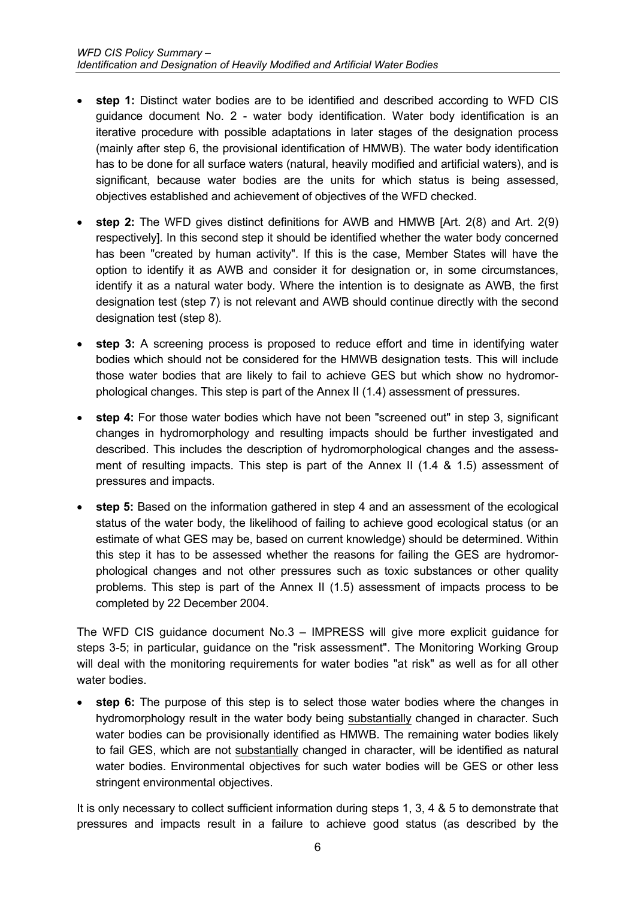- **step 1:** Distinct water bodies are to be identified and described according to WFD CIS guidance document No. 2 - water body identification. Water body identification is an iterative procedure with possible adaptations in later stages of the designation process (mainly after step 6, the provisional identification of HMWB). The water body identification has to be done for all surface waters (natural, heavily modified and artificial waters), and is significant, because water bodies are the units for which status is being assessed, objectives established and achievement of objectives of the WFD checked.

- **step 2:** The WFD gives distinct definitions for AWB and HMWB [Art. 2(8) and Art. 2(9) respectively]. In this second step it should be identified whether the water body concerned has been "created by human activity". If this is the case, Member States will have the option to identify it as AWB and consider it for designation or, in some circumstances, identify it as a natural water body. Where the intention is to designate as AWB, the first designation test (step 7) is not relevant and AWB should continue directly with the second designation test (step 8).

- **step 3:** A screening process is proposed to reduce effort and time in identifying water bodies which should not be considered for the HMWB designation tests. This will include those water bodies that are likely to fail to achieve GES but which show no hydromorphological changes. This step is part of the Annex II (1.4) assessment of pressures.

- **step 4:** For those water bodies which have not been "screened out" in step 3, significant changes in hydromorphology and resulting impacts should be further investigated and described. This includes the description of hydromorphological changes and the assessment of resulting impacts. This step is part of the Annex II (1.4 & 1.5) assessment of pressures and impacts.

- **step 5:** Based on the information gathered in step 4 and an assessment of the ecological status of the water body, the likelihood of failing to achieve good ecological status (or an estimate of what GES may be, based on current knowledge) should be determined. Within this step it has to be assessed whether the reasons for failing the GES are hydromorphological changes and not other pressures such as toxic substances or other quality problems. This step is part of the Annex II (1.5) assessment of impacts process to be completed by 22 December 2004.

The WFD CIS guidance document No.3 – IMPRESS will give more explicit guidance for steps 3-5; in particular, guidance on the "risk assessment". The Monitoring Working Group will deal with the monitoring requirements for water bodies "at risk" as well as for all other water bodies.

- **step 6:** The purpose of this step is to select those water bodies where the changes in hydromorphology result in the water body being substantially changed in character. Such water bodies can be provisionally identified as HMWB. The remaining water bodies likely to fail GES, which are not substantially changed in character, will be identified as natural water bodies. Environmental objectives for such water bodies will be GES or other less stringent environmental objectives.

It is only necessary to collect sufficient information during steps 1, 3, 4 & 5 to demonstrate that pressures and impacts result in a failure to achieve good status (as described by the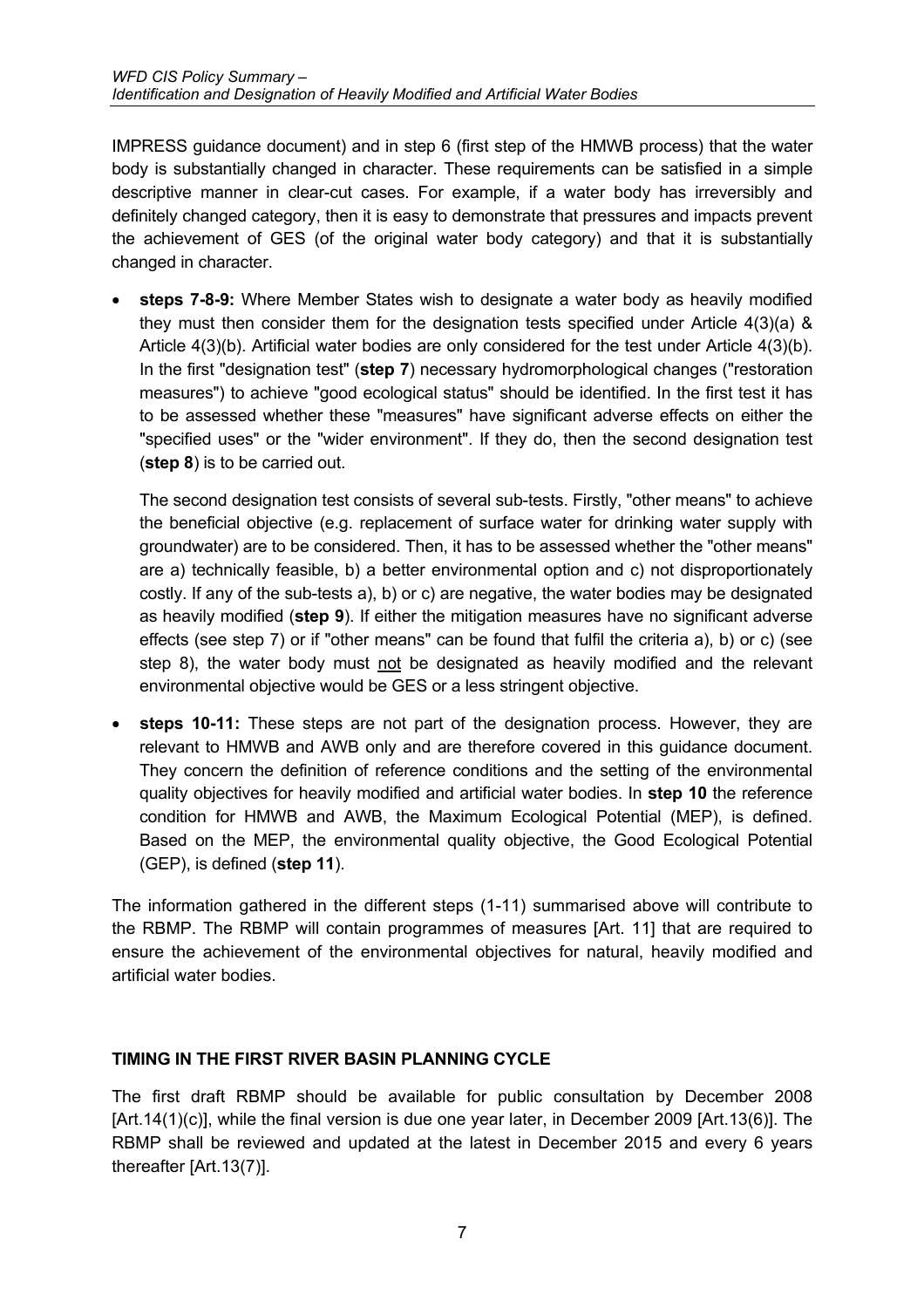IMPRESS guidance document) and in step 6 (first step of the HMWB process) that the water body is substantially changed in character. These requirements can be satisfied in a simple descriptive manner in clear-cut cases. For example, if a water body has irreversibly and definitely changed category, then it is easy to demonstrate that pressures and impacts prevent the achievement of GES (of the original water body category) and that it is substantially changed in character.

- **steps 7-8-9:** Where Member States wish to designate a water body as heavily modified they must then consider them for the designation tests specified under Article 4(3)(a) & Article 4(3)(b). Artificial water bodies are only considered for the test under Article 4(3)(b). In the first "designation test" (**step 7**) necessary hydromorphological changes ("restoration measures") to achieve "good ecological status" should be identified. In the first test it has to be assessed whether these "measures" have significant adverse effects on either the "specified uses" or the "wider environment". If they do, then the second designation test (**step 8**) is to be carried out.

  The second designation test consists of several sub-tests. Firstly, "other means" to achieve the beneficial objective (e.g. replacement of surface water for drinking water supply with groundwater) are to be considered. Then, it has to be assessed whether the "other means" are a) technically feasible, b) a better environmental option and c) not disproportionately costly. If any of the sub-tests a), b) or c) are negative, the water bodies may be designated as heavily modified (**step 9**). If either the mitigation measures have no significant adverse effects (see step 7) or if "other means" can be found that fulfil the criteria a), b) or c) (see step 8), the water body must not be designated as heavily modified and the relevant environmental objective would be GES or a less stringent objective.

- **steps 10-11:** These steps are not part of the designation process. However, they are relevant to HMWB and AWB only and are therefore covered in this guidance document. They concern the definition of reference conditions and the setting of the environmental quality objectives for heavily modified and artificial water bodies. In **step 10** the reference condition for HMWB and AWB, the Maximum Ecological Potential (MEP), is defined. Based on the MEP, the environmental quality objective, the Good Ecological Potential (GEP), is defined (**step 11**).

The information gathered in the different steps (1-11) summarised above will contribute to the RBMP. The RBMP will contain programmes of measures [Art. 11] that are required to ensure the achievement of the environmental objectives for natural, heavily modified and artificial water bodies.

**TIMING IN THE FIRST RIVER BASIN PLANNING CYCLE**

The first draft RBMP should be available for public consultation by December 2008 [Art.14(1)(c)], while the final version is due one year later, in December 2009 [Art.13(6)]. The RBMP shall be reviewed and updated at the latest in December 2015 and every 6 years thereafter [Art.13(7)].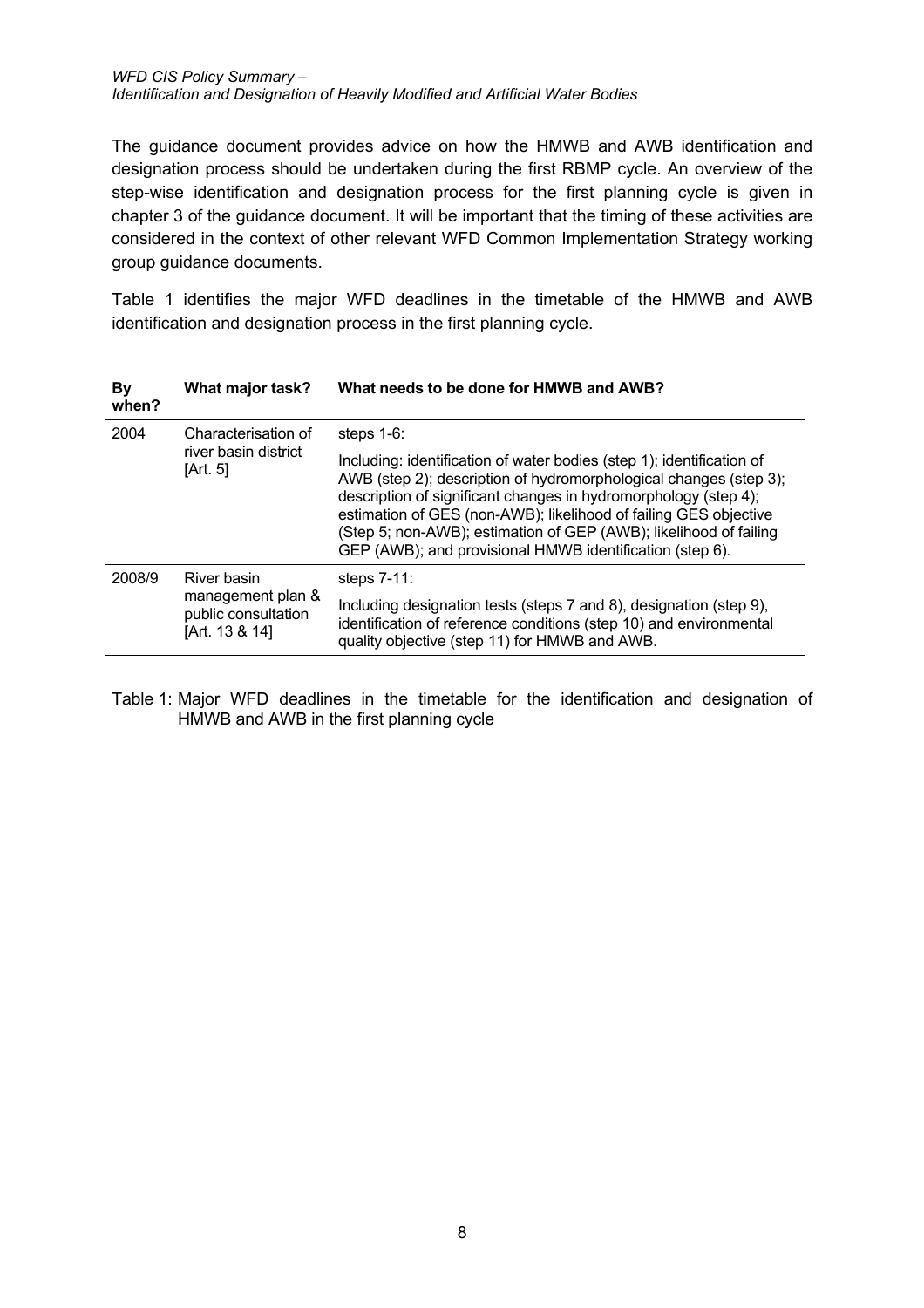The guidance document provides advice on how the HMWB and AWB identification and designation process should be undertaken during the first RBMP cycle. An overview of the step-wise identification and designation process for the first planning cycle is given in chapter 3 of the guidance document. It will be important that the timing of these activities are considered in the context of other relevant WFD Common Implementation Strategy working group guidance documents.

Table 1 identifies the major WFD deadlines in the timetable of the HMWB and AWB identification and designation process in the first planning cycle.

| By when? | What major task? | What needs to be done for HMWB and AWB? |
|---|---|---|
| 2004 | Characterisation of river basin district [Art. 5] | steps 1-6:<br><br>Including: identification of water bodies (step 1); identification of AWB (step 2); description of hydromorphological changes (step 3); description of significant changes in hydromorphology (step 4); estimation of GES (non-AWB); likelihood of failing GES objective (Step 5; non-AWB); estimation of GEP (AWB); likelihood of failing GEP (AWB); and provisional HMWB identification (step 6). |
| 2008/9 | River basin management plan & public consultation [Art. 13 & 14] | steps 7-11:<br><br>Including designation tests (steps 7 and 8), designation (step 9), identification of reference conditions (step 10) and environmental quality objective (step 11) for HMWB and AWB. |

Table 1: Major WFD deadlines in the timetable for the identification and designation of HMWB and AWB in the first planning cycle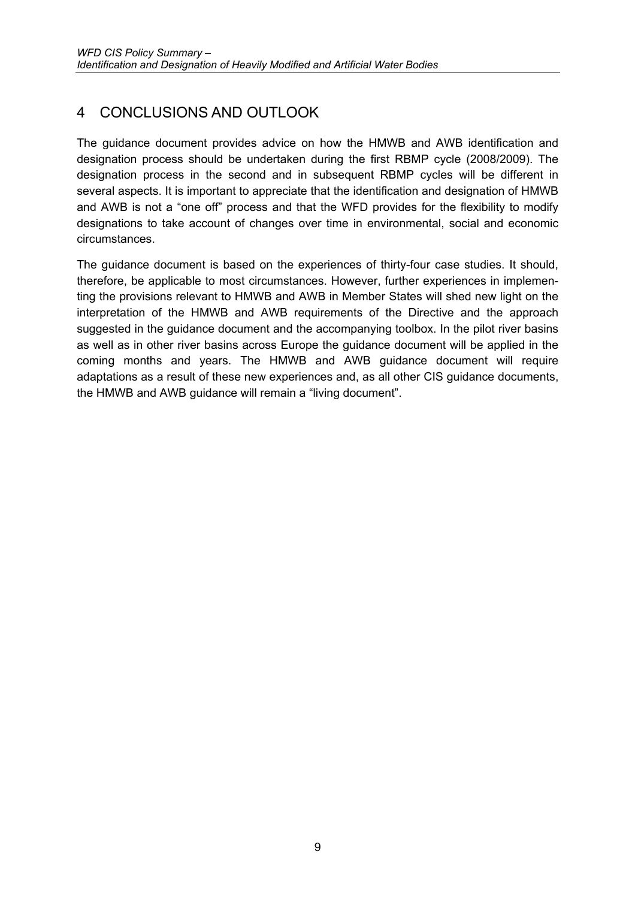## 4 CONCLUSIONS AND OUTLOOK

The guidance document provides advice on how the HMWB and AWB identification and designation process should be undertaken during the first RBMP cycle (2008/2009). The designation process in the second and in subsequent RBMP cycles will be different in several aspects. It is important to appreciate that the identification and designation of HMWB and AWB is not a "one off" process and that the WFD provides for the flexibility to modify designations to take account of changes over time in environmental, social and economic circumstances.

The guidance document is based on the experiences of thirty-four case studies. It should, therefore, be applicable to most circumstances. However, further experiences in implementing the provisions relevant to HMWB and AWB in Member States will shed new light on the interpretation of the HMWB and AWB requirements of the Directive and the approach suggested in the guidance document and the accompanying toolbox. In the pilot river basins as well as in other river basins across Europe the guidance document will be applied in the coming months and years. The HMWB and AWB guidance document will require adaptations as a result of these new experiences and, as all other CIS guidance documents, the HMWB and AWB guidance will remain a "living document".